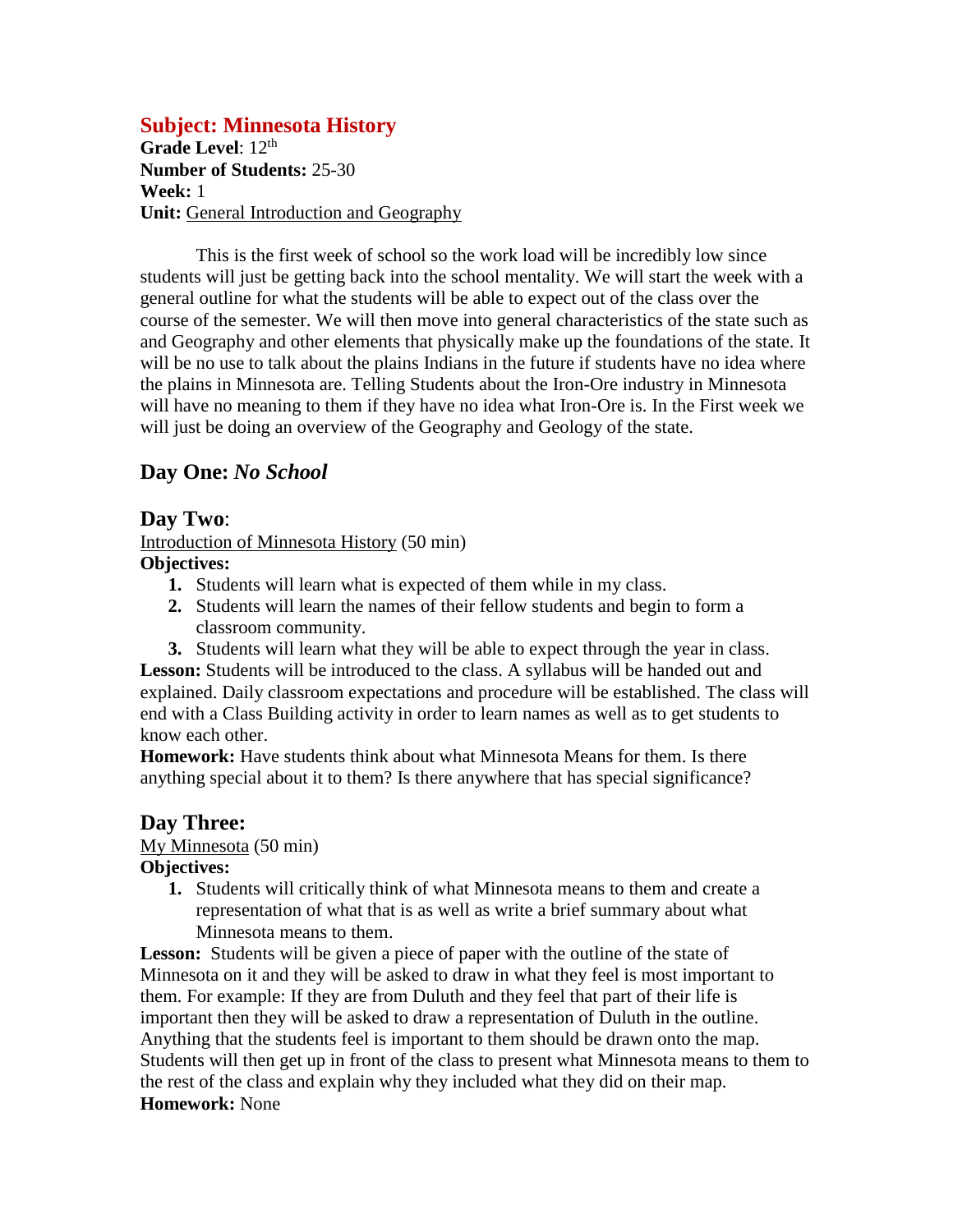# Subject: Minnesota History

**Grade Level**: 12th
**Number of Students:** 25-30
**Week:** 1
**Unit:** General Introduction and Geography

This is the first week of school so the work load will be incredibly low since students will just be getting back into the school mentality. We will start the week with a general outline for what the students will be able to expect out of the class over the course of the semester. We will then move into general characteristics of the state such as and Geography and other elements that physically make up the foundations of the state. It will be no use to talk about the plains Indians in the future if students have no idea where the plains in Minnesota are. Telling Students about the Iron-Ore industry in Minnesota will have no meaning to them if they have no idea what Iron-Ore is. In the First week we will just be doing an overview of the Geography and Geology of the state.

## Day One: *No School*

## Day Two:

Introduction of Minnesota History (50 min)

**Objectives:**

1. Students will learn what is expected of them while in my class.
2. Students will learn the names of their fellow students and begin to form a classroom community.
3. Students will learn what they will be able to expect through the year in class.

**Lesson:** Students will be introduced to the class. A syllabus will be handed out and explained. Daily classroom expectations and procedure will be established. The class will end with a Class Building activity in order to learn names as well as to get students to know each other.

**Homework:** Have students think about what Minnesota Means for them. Is there anything special about it to them? Is there anywhere that has special significance?

## Day Three:

My Minnesota (50 min)

**Objectives:**

1. Students will critically think of what Minnesota means to them and create a representation of what that is as well as write a brief summary about what Minnesota means to them.

**Lesson:** Students will be given a piece of paper with the outline of the state of Minnesota on it and they will be asked to draw in what they feel is most important to them. For example: If they are from Duluth and they feel that part of their life is important then they will be asked to draw a representation of Duluth in the outline. Anything that the students feel is important to them should be drawn onto the map. Students will then get up in front of the class to present what Minnesota means to them to the rest of the class and explain why they included what they did on their map.

**Homework:** None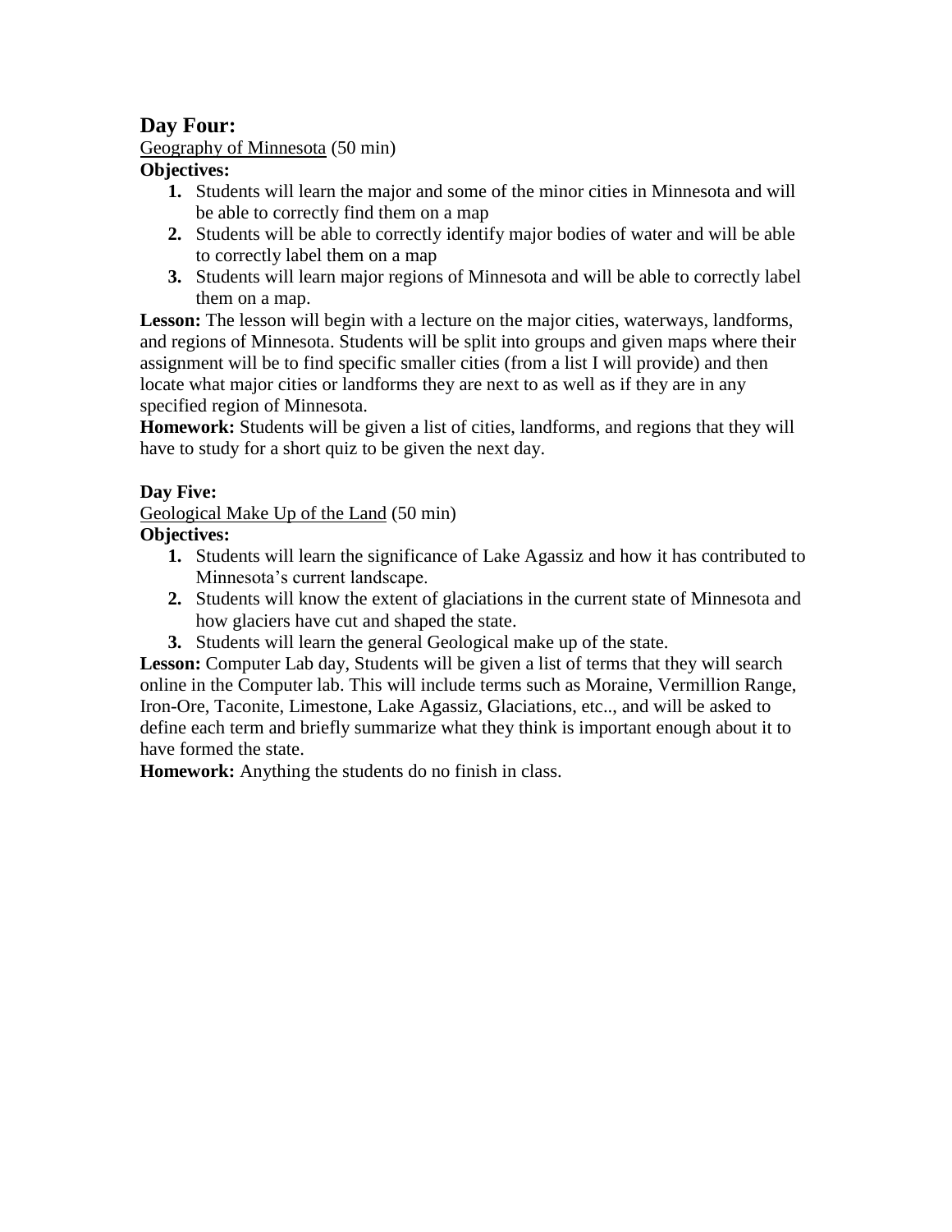## Day Four:

Geography of Minnesota (50 min)

**Objectives:**

1. Students will learn the major and some of the minor cities in Minnesota and will be able to correctly find them on a map
2. Students will be able to correctly identify major bodies of water and will be able to correctly label them on a map
3. Students will learn major regions of Minnesota and will be able to correctly label them on a map.

**Lesson:** The lesson will begin with a lecture on the major cities, waterways, landforms, and regions of Minnesota. Students will be split into groups and given maps where their assignment will be to find specific smaller cities (from a list I will provide) and then locate what major cities or landforms they are next to as well as if they are in any specified region of Minnesota.

**Homework:** Students will be given a list of cities, landforms, and regions that they will have to study for a short quiz to be given the next day.

**Day Five:**

Geological Make Up of the Land (50 min)

**Objectives:**

1. Students will learn the significance of Lake Agassiz and how it has contributed to Minnesota's current landscape.
2. Students will know the extent of glaciations in the current state of Minnesota and how glaciers have cut and shaped the state.
3. Students will learn the general Geological make up of the state.

**Lesson:** Computer Lab day, Students will be given a list of terms that they will search online in the Computer lab. This will include terms such as Moraine, Vermillion Range, Iron-Ore, Taconite, Limestone, Lake Agassiz, Glaciations, etc.., and will be asked to define each term and briefly summarize what they think is important enough about it to have formed the state.

**Homework:** Anything the students do no finish in class.